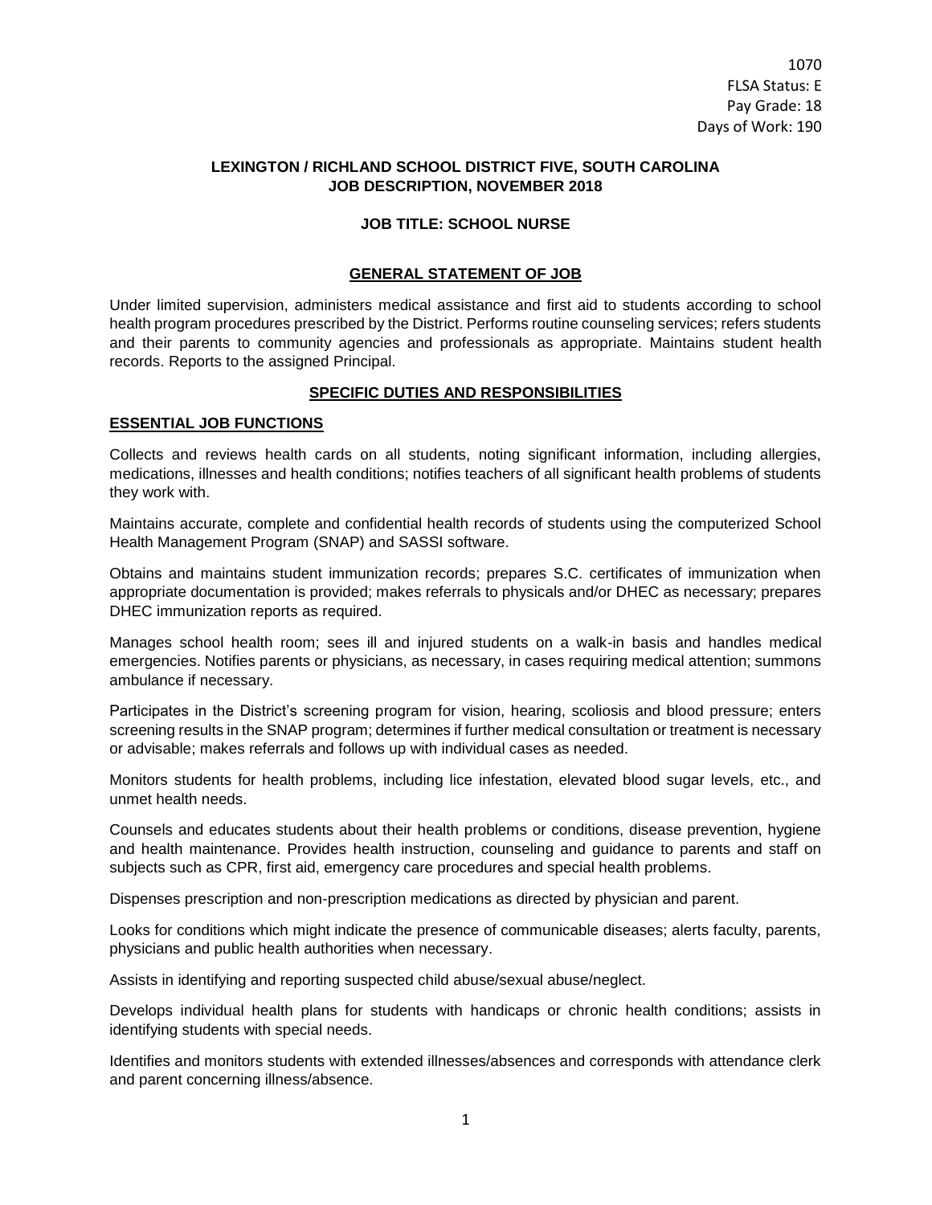1070
FLSA Status: E
Pay Grade: 18
Days of Work: 190

**LEXINGTON / RICHLAND SCHOOL DISTRICT FIVE, SOUTH CAROLINA**
**JOB DESCRIPTION, NOVEMBER 2018**

**JOB TITLE: SCHOOL NURSE**

## GENERAL STATEMENT OF JOB

Under limited supervision, administers medical assistance and first aid to students according to school health program procedures prescribed by the District. Performs routine counseling services; refers students and their parents to community agencies and professionals as appropriate. Maintains student health records. Reports to the assigned Principal.

## SPECIFIC DUTIES AND RESPONSIBILITIES

### ESSENTIAL JOB FUNCTIONS

Collects and reviews health cards on all students, noting significant information, including allergies, medications, illnesses and health conditions; notifies teachers of all significant health problems of students they work with.

Maintains accurate, complete and confidential health records of students using the computerized School Health Management Program (SNAP) and SASSI software.

Obtains and maintains student immunization records; prepares S.C. certificates of immunization when appropriate documentation is provided; makes referrals to physicals and/or DHEC as necessary; prepares DHEC immunization reports as required.

Manages school health room; sees ill and injured students on a walk-in basis and handles medical emergencies. Notifies parents or physicians, as necessary, in cases requiring medical attention; summons ambulance if necessary.

Participates in the District's screening program for vision, hearing, scoliosis and blood pressure; enters screening results in the SNAP program; determines if further medical consultation or treatment is necessary or advisable; makes referrals and follows up with individual cases as needed.

Monitors students for health problems, including lice infestation, elevated blood sugar levels, etc., and unmet health needs.

Counsels and educates students about their health problems or conditions, disease prevention, hygiene and health maintenance. Provides health instruction, counseling and guidance to parents and staff on subjects such as CPR, first aid, emergency care procedures and special health problems.

Dispenses prescription and non-prescription medications as directed by physician and parent.

Looks for conditions which might indicate the presence of communicable diseases; alerts faculty, parents, physicians and public health authorities when necessary.

Assists in identifying and reporting suspected child abuse/sexual abuse/neglect.

Develops individual health plans for students with handicaps or chronic health conditions; assists in identifying students with special needs.

Identifies and monitors students with extended illnesses/absences and corresponds with attendance clerk and parent concerning illness/absence.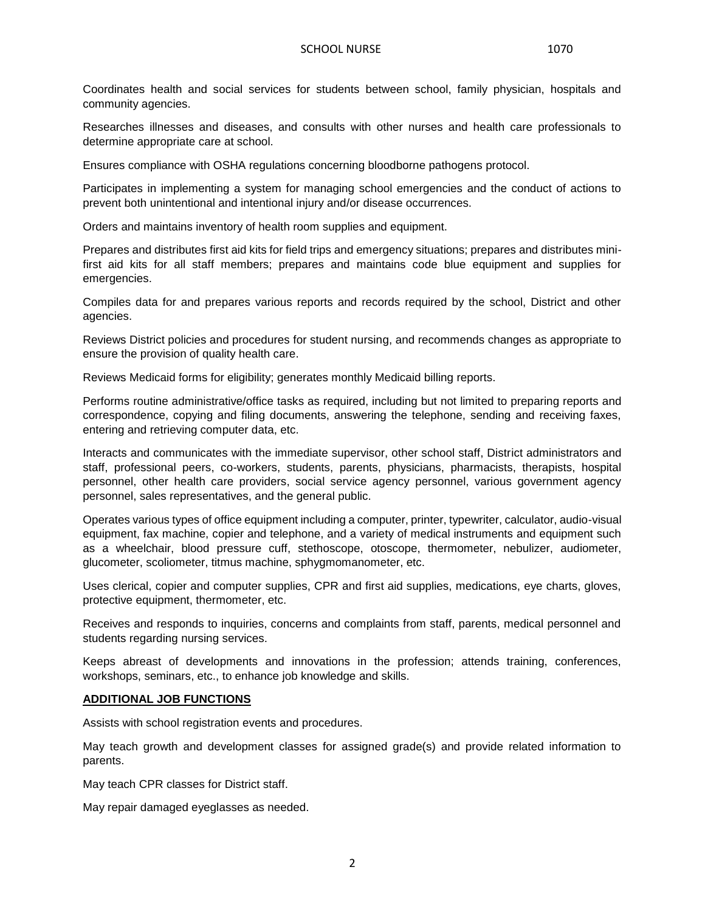Coordinates health and social services for students between school, family physician, hospitals and community agencies.

Researches illnesses and diseases, and consults with other nurses and health care professionals to determine appropriate care at school.

Ensures compliance with OSHA regulations concerning bloodborne pathogens protocol.

Participates in implementing a system for managing school emergencies and the conduct of actions to prevent both unintentional and intentional injury and/or disease occurrences.

Orders and maintains inventory of health room supplies and equipment.

Prepares and distributes first aid kits for field trips and emergency situations; prepares and distributes mini-first aid kits for all staff members; prepares and maintains code blue equipment and supplies for emergencies.

Compiles data for and prepares various reports and records required by the school, District and other agencies.

Reviews District policies and procedures for student nursing, and recommends changes as appropriate to ensure the provision of quality health care.

Reviews Medicaid forms for eligibility; generates monthly Medicaid billing reports.

Performs routine administrative/office tasks as required, including but not limited to preparing reports and correspondence, copying and filing documents, answering the telephone, sending and receiving faxes, entering and retrieving computer data, etc.

Interacts and communicates with the immediate supervisor, other school staff, District administrators and staff, professional peers, co-workers, students, parents, physicians, pharmacists, therapists, hospital personnel, other health care providers, social service agency personnel, various government agency personnel, sales representatives, and the general public.

Operates various types of office equipment including a computer, printer, typewriter, calculator, audio-visual equipment, fax machine, copier and telephone, and a variety of medical instruments and equipment such as a wheelchair, blood pressure cuff, stethoscope, otoscope, thermometer, nebulizer, audiometer, glucometer, scoliometer, titmus machine, sphygmomanometer, etc.

Uses clerical, copier and computer supplies, CPR and first aid supplies, medications, eye charts, gloves, protective equipment, thermometer, etc.

Receives and responds to inquiries, concerns and complaints from staff, parents, medical personnel and students regarding nursing services.

Keeps abreast of developments and innovations in the profession; attends training, conferences, workshops, seminars, etc., to enhance job knowledge and skills.

## ADDITIONAL JOB FUNCTIONS

Assists with school registration events and procedures.

May teach growth and development classes for assigned grade(s) and provide related information to parents.

May teach CPR classes for District staff.

May repair damaged eyeglasses as needed.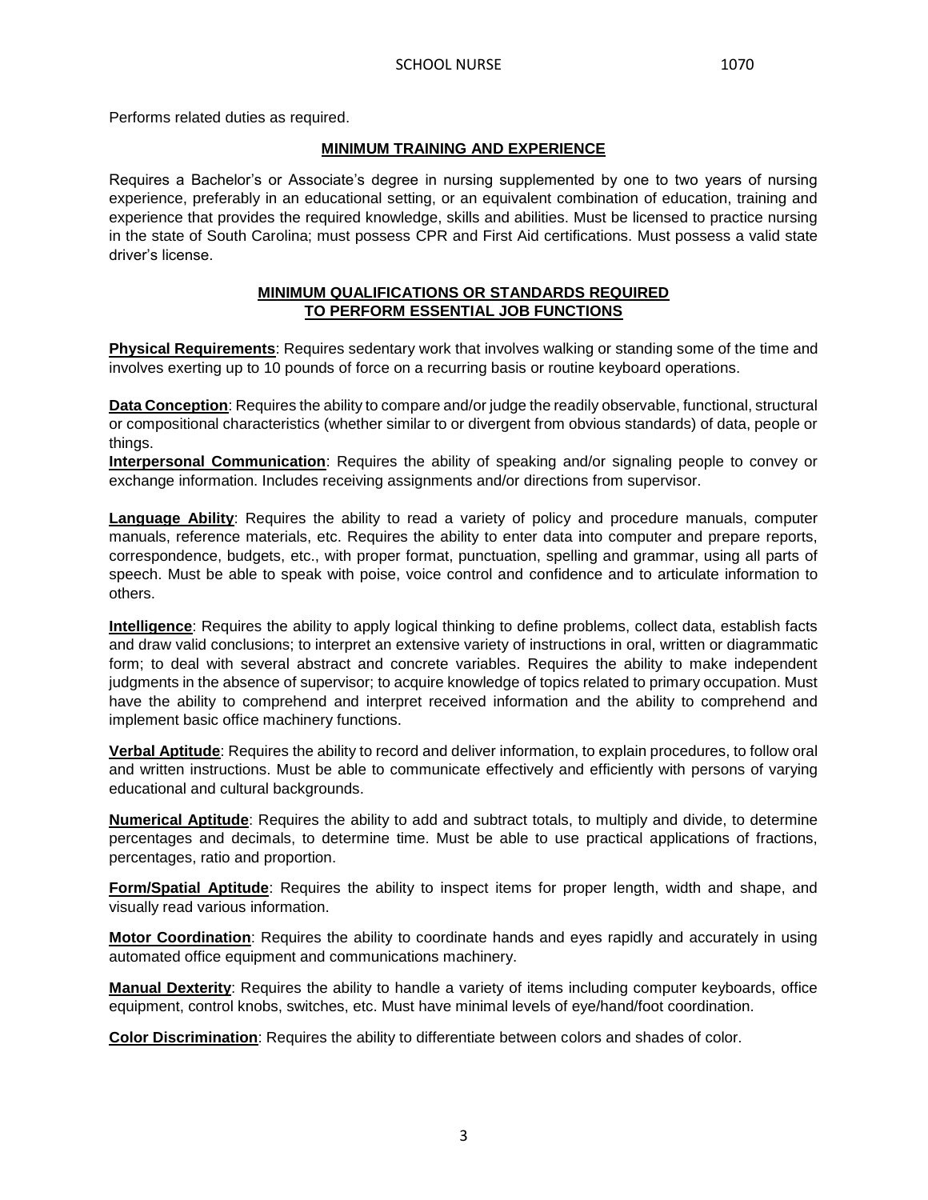Performs related duties as required.

## MINIMUM TRAINING AND EXPERIENCE

Requires a Bachelor's or Associate's degree in nursing supplemented by one to two years of nursing experience, preferably in an educational setting, or an equivalent combination of education, training and experience that provides the required knowledge, skills and abilities. Must be licensed to practice nursing in the state of South Carolina; must possess CPR and First Aid certifications. Must possess a valid state driver's license.

## MINIMUM QUALIFICATIONS OR STANDARDS REQUIRED TO PERFORM ESSENTIAL JOB FUNCTIONS

**Physical Requirements**: Requires sedentary work that involves walking or standing some of the time and involves exerting up to 10 pounds of force on a recurring basis or routine keyboard operations.

**Data Conception**: Requires the ability to compare and/or judge the readily observable, functional, structural or compositional characteristics (whether similar to or divergent from obvious standards) of data, people or things.

**Interpersonal Communication**: Requires the ability of speaking and/or signaling people to convey or exchange information. Includes receiving assignments and/or directions from supervisor.

**Language Ability**: Requires the ability to read a variety of policy and procedure manuals, computer manuals, reference materials, etc. Requires the ability to enter data into computer and prepare reports, correspondence, budgets, etc., with proper format, punctuation, spelling and grammar, using all parts of speech. Must be able to speak with poise, voice control and confidence and to articulate information to others.

**Intelligence**: Requires the ability to apply logical thinking to define problems, collect data, establish facts and draw valid conclusions; to interpret an extensive variety of instructions in oral, written or diagrammatic form; to deal with several abstract and concrete variables. Requires the ability to make independent judgments in the absence of supervisor; to acquire knowledge of topics related to primary occupation. Must have the ability to comprehend and interpret received information and the ability to comprehend and implement basic office machinery functions.

**Verbal Aptitude**: Requires the ability to record and deliver information, to explain procedures, to follow oral and written instructions. Must be able to communicate effectively and efficiently with persons of varying educational and cultural backgrounds.

**Numerical Aptitude**: Requires the ability to add and subtract totals, to multiply and divide, to determine percentages and decimals, to determine time. Must be able to use practical applications of fractions, percentages, ratio and proportion.

**Form/Spatial Aptitude**: Requires the ability to inspect items for proper length, width and shape, and visually read various information.

**Motor Coordination**: Requires the ability to coordinate hands and eyes rapidly and accurately in using automated office equipment and communications machinery.

**Manual Dexterity**: Requires the ability to handle a variety of items including computer keyboards, office equipment, control knobs, switches, etc. Must have minimal levels of eye/hand/foot coordination.

**Color Discrimination**: Requires the ability to differentiate between colors and shades of color.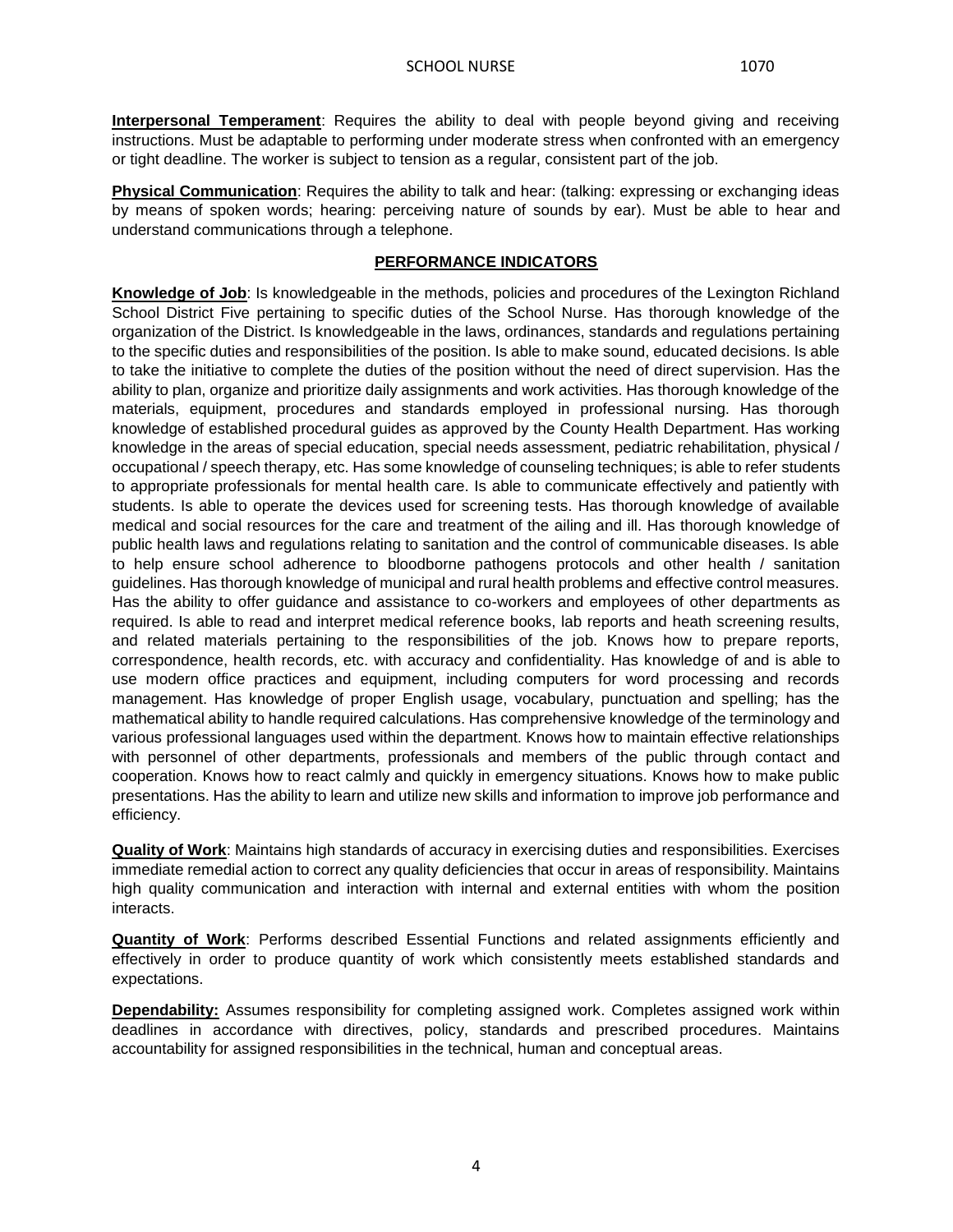**Interpersonal Temperament**: Requires the ability to deal with people beyond giving and receiving instructions. Must be adaptable to performing under moderate stress when confronted with an emergency or tight deadline. The worker is subject to tension as a regular, consistent part of the job.

**Physical Communication**: Requires the ability to talk and hear: (talking: expressing or exchanging ideas by means of spoken words; hearing: perceiving nature of sounds by ear). Must be able to hear and understand communications through a telephone.

## PERFORMANCE INDICATORS

**Knowledge of Job**: Is knowledgeable in the methods, policies and procedures of the Lexington Richland School District Five pertaining to specific duties of the School Nurse. Has thorough knowledge of the organization of the District. Is knowledgeable in the laws, ordinances, standards and regulations pertaining to the specific duties and responsibilities of the position. Is able to make sound, educated decisions. Is able to take the initiative to complete the duties of the position without the need of direct supervision. Has the ability to plan, organize and prioritize daily assignments and work activities. Has thorough knowledge of the materials, equipment, procedures and standards employed in professional nursing. Has thorough knowledge of established procedural guides as approved by the County Health Department. Has working knowledge in the areas of special education, special needs assessment, pediatric rehabilitation, physical / occupational / speech therapy, etc. Has some knowledge of counseling techniques; is able to refer students to appropriate professionals for mental health care. Is able to communicate effectively and patiently with students. Is able to operate the devices used for screening tests. Has thorough knowledge of available medical and social resources for the care and treatment of the ailing and ill. Has thorough knowledge of public health laws and regulations relating to sanitation and the control of communicable diseases. Is able to help ensure school adherence to bloodborne pathogens protocols and other health / sanitation guidelines. Has thorough knowledge of municipal and rural health problems and effective control measures. Has the ability to offer guidance and assistance to co-workers and employees of other departments as required. Is able to read and interpret medical reference books, lab reports and heath screening results, and related materials pertaining to the responsibilities of the job. Knows how to prepare reports, correspondence, health records, etc. with accuracy and confidentiality. Has knowledge of and is able to use modern office practices and equipment, including computers for word processing and records management. Has knowledge of proper English usage, vocabulary, punctuation and spelling; has the mathematical ability to handle required calculations. Has comprehensive knowledge of the terminology and various professional languages used within the department. Knows how to maintain effective relationships with personnel of other departments, professionals and members of the public through contact and cooperation. Knows how to react calmly and quickly in emergency situations. Knows how to make public presentations. Has the ability to learn and utilize new skills and information to improve job performance and efficiency.

**Quality of Work**: Maintains high standards of accuracy in exercising duties and responsibilities. Exercises immediate remedial action to correct any quality deficiencies that occur in areas of responsibility. Maintains high quality communication and interaction with internal and external entities with whom the position interacts.

**Quantity of Work**: Performs described Essential Functions and related assignments efficiently and effectively in order to produce quantity of work which consistently meets established standards and expectations.

**Dependability:** Assumes responsibility for completing assigned work. Completes assigned work within deadlines in accordance with directives, policy, standards and prescribed procedures. Maintains accountability for assigned responsibilities in the technical, human and conceptual areas.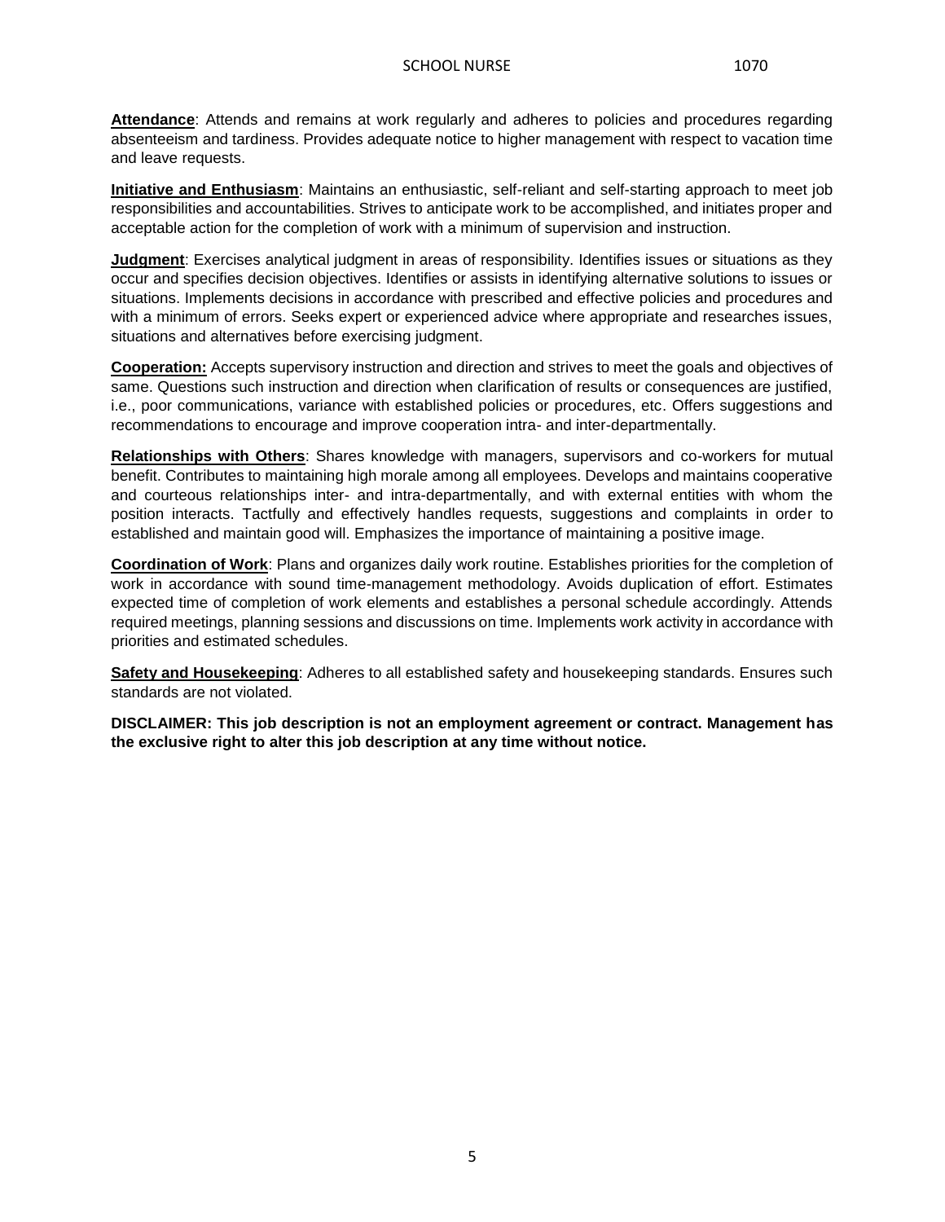**Attendance**: Attends and remains at work regularly and adheres to policies and procedures regarding absenteeism and tardiness. Provides adequate notice to higher management with respect to vacation time and leave requests.

**Initiative and Enthusiasm**: Maintains an enthusiastic, self-reliant and self-starting approach to meet job responsibilities and accountabilities. Strives to anticipate work to be accomplished, and initiates proper and acceptable action for the completion of work with a minimum of supervision and instruction.

**Judgment**: Exercises analytical judgment in areas of responsibility. Identifies issues or situations as they occur and specifies decision objectives. Identifies or assists in identifying alternative solutions to issues or situations. Implements decisions in accordance with prescribed and effective policies and procedures and with a minimum of errors. Seeks expert or experienced advice where appropriate and researches issues, situations and alternatives before exercising judgment.

**Cooperation:** Accepts supervisory instruction and direction and strives to meet the goals and objectives of same. Questions such instruction and direction when clarification of results or consequences are justified, i.e., poor communications, variance with established policies or procedures, etc. Offers suggestions and recommendations to encourage and improve cooperation intra- and inter-departmentally.

**Relationships with Others**: Shares knowledge with managers, supervisors and co-workers for mutual benefit. Contributes to maintaining high morale among all employees. Develops and maintains cooperative and courteous relationships inter- and intra-departmentally, and with external entities with whom the position interacts. Tactfully and effectively handles requests, suggestions and complaints in order to established and maintain good will. Emphasizes the importance of maintaining a positive image.

**Coordination of Work**: Plans and organizes daily work routine. Establishes priorities for the completion of work in accordance with sound time-management methodology. Avoids duplication of effort. Estimates expected time of completion of work elements and establishes a personal schedule accordingly. Attends required meetings, planning sessions and discussions on time. Implements work activity in accordance with priorities and estimated schedules.

**Safety and Housekeeping**: Adheres to all established safety and housekeeping standards. Ensures such standards are not violated.

**DISCLAIMER: This job description is not an employment agreement or contract. Management has the exclusive right to alter this job description at any time without notice.**